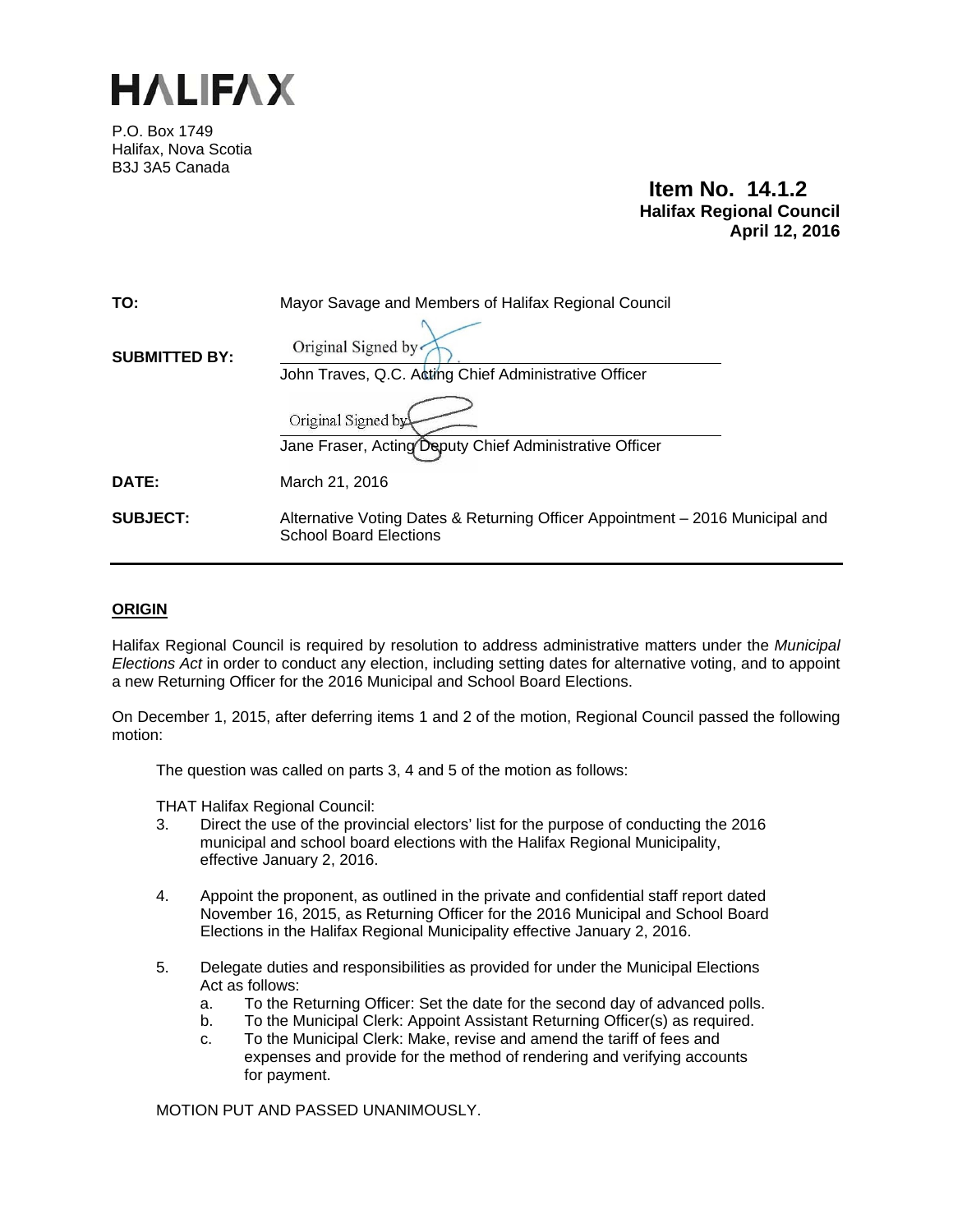# HALIFAX

P.O. Box 1749
Halifax, Nova Scotia
B3J 3A5 Canada

**Item No. 14.1.2**
**Halifax Regional Council**
**April 12, 2016**

| | |
|---|---|
| **TO:** | Mayor Savage and Members of Halifax Regional Council |
| **SUBMITTED BY:** | Original Signed by<br>John Traves, Q.C. Acting Chief Administrative Officer<br><br>Original Signed by<br>Jane Fraser, Acting Deputy Chief Administrative Officer |
| **DATE:** | March 21, 2016 |
| **SUBJECT:** | Alternative Voting Dates & Returning Officer Appointment – 2016 Municipal and School Board Elections |

## ORIGIN

Halifax Regional Council is required by resolution to address administrative matters under the *Municipal Elections Act* in order to conduct any election, including setting dates for alternative voting, and to appoint a new Returning Officer for the 2016 Municipal and School Board Elections.

On December 1, 2015, after deferring items 1 and 2 of the motion, Regional Council passed the following motion:

> The question was called on parts 3, 4 and 5 of the motion as follows:
>
> THAT Halifax Regional Council:
>
> 3. Direct the use of the provincial electors' list for the purpose of conducting the 2016 municipal and school board elections with the Halifax Regional Municipality, effective January 2, 2016.
>
> 4. Appoint the proponent, as outlined in the private and confidential staff report dated November 16, 2015, as Returning Officer for the 2016 Municipal and School Board Elections in the Halifax Regional Municipality effective January 2, 2016.
>
> 5. Delegate duties and responsibilities as provided for under the Municipal Elections Act as follows:
>    a. To the Returning Officer: Set the date for the second day of advanced polls.
>    b. To the Municipal Clerk: Appoint Assistant Returning Officer(s) as required.
>    c. To the Municipal Clerk: Make, revise and amend the tariff of fees and expenses and provide for the method of rendering and verifying accounts for payment.
>
> MOTION PUT AND PASSED UNANIMOUSLY.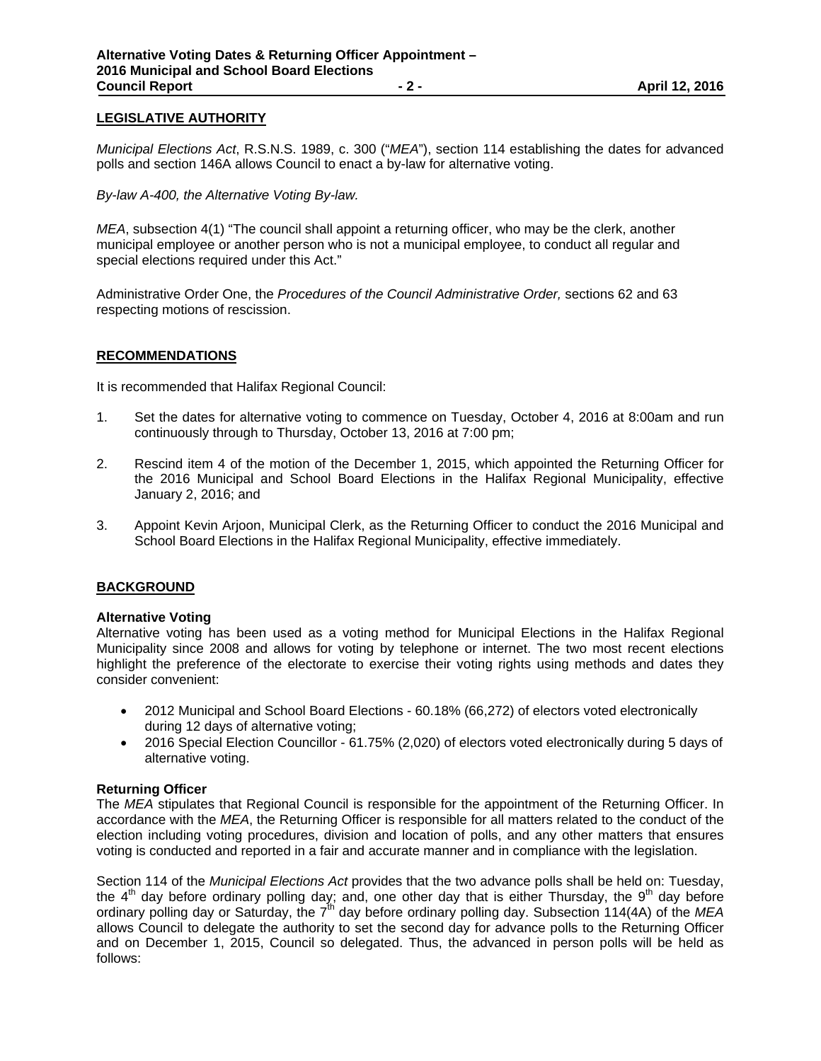## LEGISLATIVE AUTHORITY

*Municipal Elections Act*, R.S.N.S. 1989, c. 300 ("*MEA*"), section 114 establishing the dates for advanced polls and section 146A allows Council to enact a by-law for alternative voting.

*By-law A-400, the Alternative Voting By-law.*

*MEA*, subsection 4(1) "The council shall appoint a returning officer, who may be the clerk, another municipal employee or another person who is not a municipal employee, to conduct all regular and special elections required under this Act."

Administrative Order One, the *Procedures of the Council Administrative Order,* sections 62 and 63 respecting motions of rescission.

## RECOMMENDATIONS

It is recommended that Halifax Regional Council:

1. Set the dates for alternative voting to commence on Tuesday, October 4, 2016 at 8:00am and run continuously through to Thursday, October 13, 2016 at 7:00 pm;

2. Rescind item 4 of the motion of the December 1, 2015, which appointed the Returning Officer for the 2016 Municipal and School Board Elections in the Halifax Regional Municipality, effective January 2, 2016; and

3. Appoint Kevin Arjoon, Municipal Clerk, as the Returning Officer to conduct the 2016 Municipal and School Board Elections in the Halifax Regional Municipality, effective immediately.

## BACKGROUND

**Alternative Voting**

Alternative voting has been used as a voting method for Municipal Elections in the Halifax Regional Municipality since 2008 and allows for voting by telephone or internet. The two most recent elections highlight the preference of the electorate to exercise their voting rights using methods and dates they consider convenient:

- 2012 Municipal and School Board Elections - 60.18% (66,272) of electors voted electronically during 12 days of alternative voting;
- 2016 Special Election Councillor - 61.75% (2,020) of electors voted electronically during 5 days of alternative voting.

**Returning Officer**

The *MEA* stipulates that Regional Council is responsible for the appointment of the Returning Officer. In accordance with the *MEA*, the Returning Officer is responsible for all matters related to the conduct of the election including voting procedures, division and location of polls, and any other matters that ensures voting is conducted and reported in a fair and accurate manner and in compliance with the legislation.

Section 114 of the *Municipal Elections Act* provides that the two advance polls shall be held on: Tuesday, the 4th day before ordinary polling day; and, one other day that is either Thursday, the 9th day before ordinary polling day or Saturday, the 7th day before ordinary polling day. Subsection 114(4A) of the *MEA* allows Council to delegate the authority to set the second day for advance polls to the Returning Officer and on December 1, 2015, Council so delegated. Thus, the advanced in person polls will be held as follows: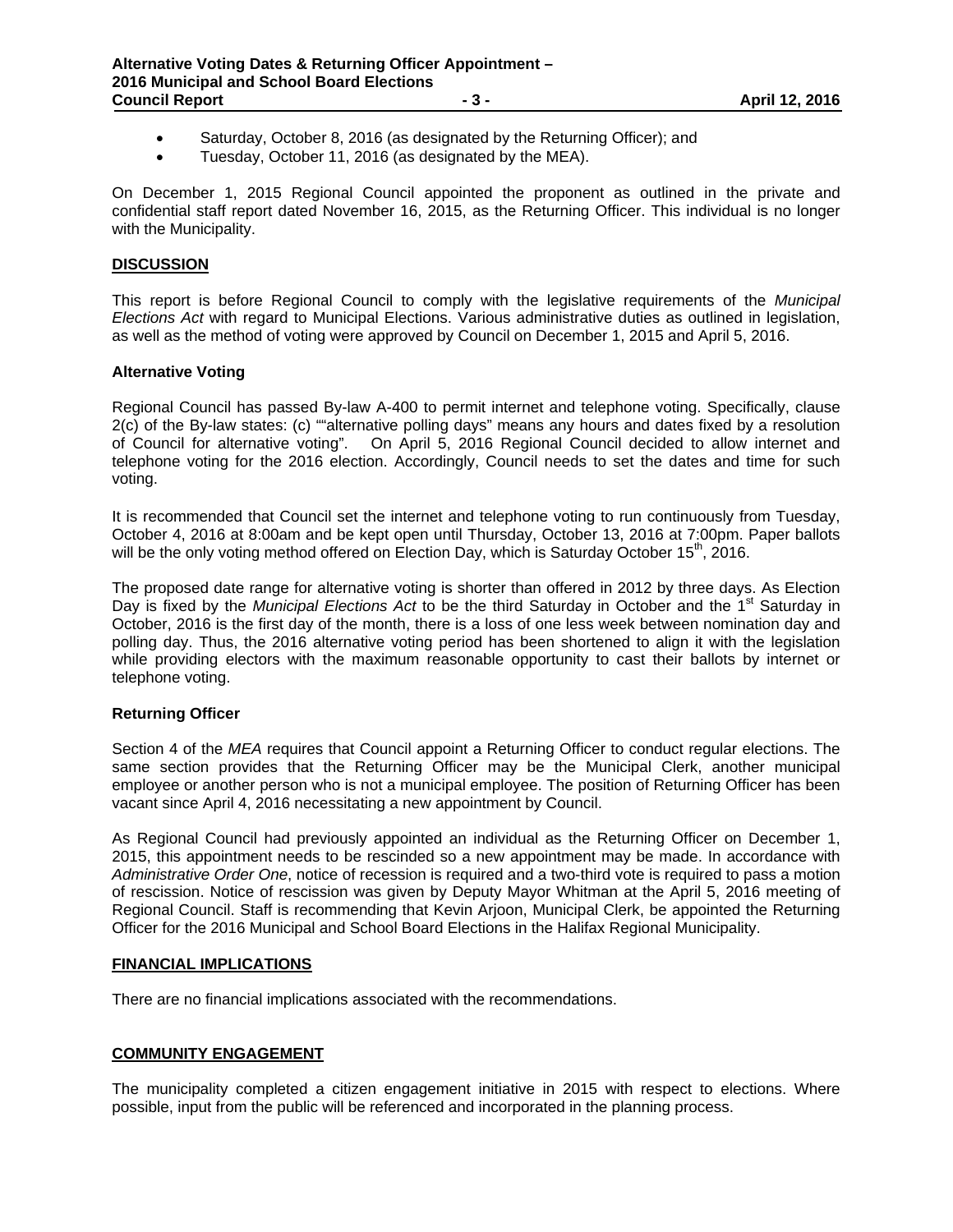- Saturday, October 8, 2016 (as designated by the Returning Officer); and
- Tuesday, October 11, 2016 (as designated by the MEA).

On December 1, 2015 Regional Council appointed the proponent as outlined in the private and confidential staff report dated November 16, 2015, as the Returning Officer. This individual is no longer with the Municipality.

## DISCUSSION

This report is before Regional Council to comply with the legislative requirements of the *Municipal Elections Act* with regard to Municipal Elections. Various administrative duties as outlined in legislation, as well as the method of voting were approved by Council on December 1, 2015 and April 5, 2016.

### Alternative Voting

Regional Council has passed By-law A-400 to permit internet and telephone voting. Specifically, clause 2(c) of the By-law states: (c) ""alternative polling days" means any hours and dates fixed by a resolution of Council for alternative voting". On April 5, 2016 Regional Council decided to allow internet and telephone voting for the 2016 election. Accordingly, Council needs to set the dates and time for such voting.

It is recommended that Council set the internet and telephone voting to run continuously from Tuesday, October 4, 2016 at 8:00am and be kept open until Thursday, October 13, 2016 at 7:00pm. Paper ballots will be the only voting method offered on Election Day, which is Saturday October 15th, 2016.

The proposed date range for alternative voting is shorter than offered in 2012 by three days. As Election Day is fixed by the *Municipal Elections Act* to be the third Saturday in October and the 1st Saturday in October, 2016 is the first day of the month, there is a loss of one less week between nomination day and polling day. Thus, the 2016 alternative voting period has been shortened to align it with the legislation while providing electors with the maximum reasonable opportunity to cast their ballots by internet or telephone voting.

### Returning Officer

Section 4 of the *MEA* requires that Council appoint a Returning Officer to conduct regular elections. The same section provides that the Returning Officer may be the Municipal Clerk, another municipal employee or another person who is not a municipal employee. The position of Returning Officer has been vacant since April 4, 2016 necessitating a new appointment by Council.

As Regional Council had previously appointed an individual as the Returning Officer on December 1, 2015, this appointment needs to be rescinded so a new appointment may be made. In accordance with *Administrative Order One*, notice of recession is required and a two-third vote is required to pass a motion of rescission. Notice of rescission was given by Deputy Mayor Whitman at the April 5, 2016 meeting of Regional Council. Staff is recommending that Kevin Arjoon, Municipal Clerk, be appointed the Returning Officer for the 2016 Municipal and School Board Elections in the Halifax Regional Municipality.

## FINANCIAL IMPLICATIONS

There are no financial implications associated with the recommendations.

## COMMUNITY ENGAGEMENT

The municipality completed a citizen engagement initiative in 2015 with respect to elections. Where possible, input from the public will be referenced and incorporated in the planning process.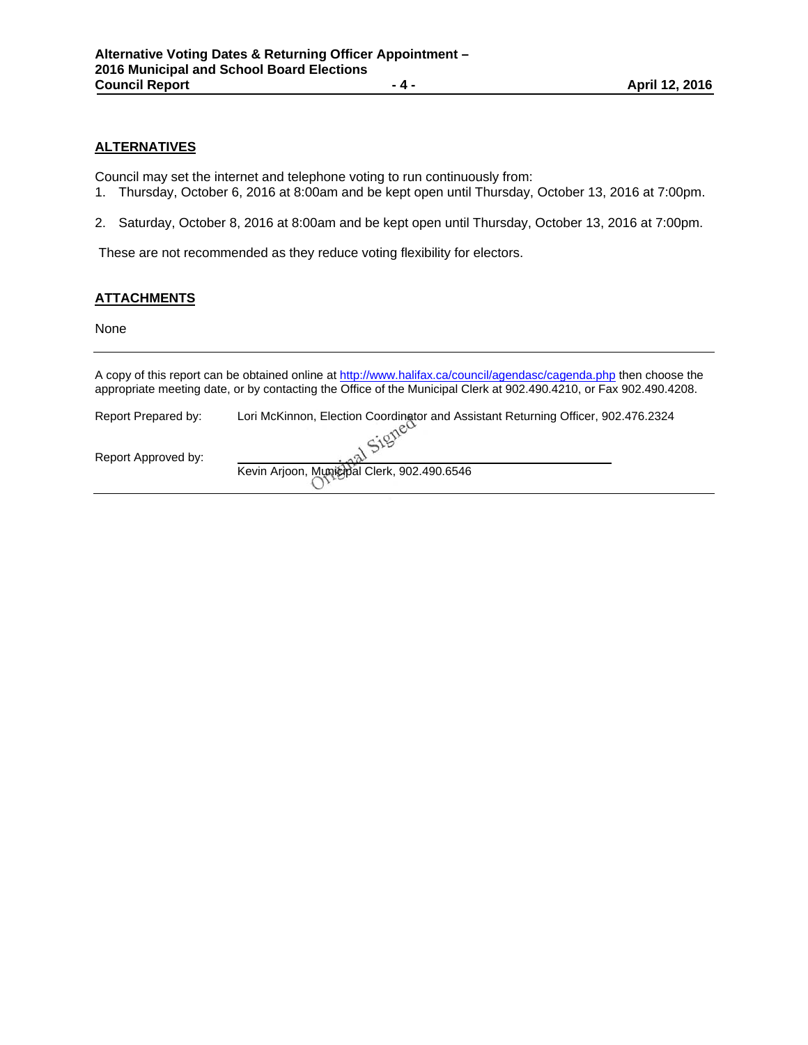## ALTERNATIVES

Council may set the internet and telephone voting to run continuously from:

1. Thursday, October 6, 2016 at 8:00am and be kept open until Thursday, October 13, 2016 at 7:00pm.

2. Saturday, October 8, 2016 at 8:00am and be kept open until Thursday, October 13, 2016 at 7:00pm.

These are not recommended as they reduce voting flexibility for electors.

## ATTACHMENTS

None

---

A copy of this report can be obtained online at http://www.halifax.ca/council/agendasc/cagenda.php then choose the appropriate meeting date, or by contacting the Office of the Municipal Clerk at 902.490.4210, or Fax 902.490.4208.

Report Prepared by: Lori McKinnon, Election Coordinator and Assistant Returning Officer, 902.476.2324

Report Approved by: Original Signed

Kevin Arjoon, Municipal Clerk, 902.490.6546